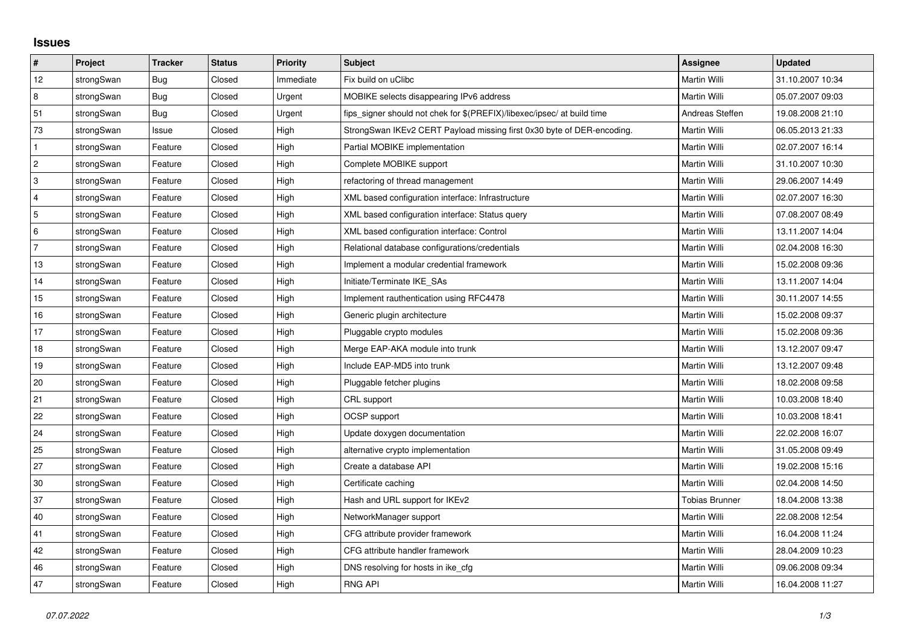## Issues

| # | Project | Tracker | Status | Priority | Subject | Assignee | Updated |
|---|---|---|---|---|---|---|---|
| 12 | strongSwan | Bug | Closed | Immediate | Fix build on uClibc | Martin Willi | 31.10.2007 10:34 |
| 8 | strongSwan | Bug | Closed | Urgent | MOBIKE selects disappearing IPv6 address | Martin Willi | 05.07.2007 09:03 |
| 51 | strongSwan | Bug | Closed | Urgent | fips_signer should not chek for $(PREFIX)/libexec/ipsec/ at build time | Andreas Steffen | 19.08.2008 21:10 |
| 73 | strongSwan | Issue | Closed | High | StrongSwan IKEv2 CERT Payload missing first 0x30 byte of DER-encoding. | Martin Willi | 06.05.2013 21:33 |
| 1 | strongSwan | Feature | Closed | High | Partial MOBIKE implementation | Martin Willi | 02.07.2007 16:14 |
| 2 | strongSwan | Feature | Closed | High | Complete MOBIKE support | Martin Willi | 31.10.2007 10:30 |
| 3 | strongSwan | Feature | Closed | High | refactoring of thread management | Martin Willi | 29.06.2007 14:49 |
| 4 | strongSwan | Feature | Closed | High | XML based configuration interface: Infrastructure | Martin Willi | 02.07.2007 16:30 |
| 5 | strongSwan | Feature | Closed | High | XML based configuration interface: Status query | Martin Willi | 07.08.2007 08:49 |
| 6 | strongSwan | Feature | Closed | High | XML based configuration interface: Control | Martin Willi | 13.11.2007 14:04 |
| 7 | strongSwan | Feature | Closed | High | Relational database configurations/credentials | Martin Willi | 02.04.2008 16:30 |
| 13 | strongSwan | Feature | Closed | High | Implement a modular credential framework | Martin Willi | 15.02.2008 09:36 |
| 14 | strongSwan | Feature | Closed | High | Initiate/Terminate IKE_SAs | Martin Willi | 13.11.2007 14:04 |
| 15 | strongSwan | Feature | Closed | High | Implement rauthentication using RFC4478 | Martin Willi | 30.11.2007 14:55 |
| 16 | strongSwan | Feature | Closed | High | Generic plugin architecture | Martin Willi | 15.02.2008 09:37 |
| 17 | strongSwan | Feature | Closed | High | Pluggable crypto modules | Martin Willi | 15.02.2008 09:36 |
| 18 | strongSwan | Feature | Closed | High | Merge EAP-AKA module into trunk | Martin Willi | 13.12.2007 09:47 |
| 19 | strongSwan | Feature | Closed | High | Include EAP-MD5 into trunk | Martin Willi | 13.12.2007 09:48 |
| 20 | strongSwan | Feature | Closed | High | Pluggable fetcher plugins | Martin Willi | 18.02.2008 09:58 |
| 21 | strongSwan | Feature | Closed | High | CRL support | Martin Willi | 10.03.2008 18:40 |
| 22 | strongSwan | Feature | Closed | High | OCSP support | Martin Willi | 10.03.2008 18:41 |
| 24 | strongSwan | Feature | Closed | High | Update doxygen documentation | Martin Willi | 22.02.2008 16:07 |
| 25 | strongSwan | Feature | Closed | High | alternative crypto implementation | Martin Willi | 31.05.2008 09:49 |
| 27 | strongSwan | Feature | Closed | High | Create a database API | Martin Willi | 19.02.2008 15:16 |
| 30 | strongSwan | Feature | Closed | High | Certificate caching | Martin Willi | 02.04.2008 14:50 |
| 37 | strongSwan | Feature | Closed | High | Hash and URL support for IKEv2 | Tobias Brunner | 18.04.2008 13:38 |
| 40 | strongSwan | Feature | Closed | High | NetworkManager support | Martin Willi | 22.08.2008 12:54 |
| 41 | strongSwan | Feature | Closed | High | CFG attribute provider framework | Martin Willi | 16.04.2008 11:24 |
| 42 | strongSwan | Feature | Closed | High | CFG attribute handler framework | Martin Willi | 28.04.2009 10:23 |
| 46 | strongSwan | Feature | Closed | High | DNS resolving for hosts in ike_cfg | Martin Willi | 09.06.2008 09:34 |
| 47 | strongSwan | Feature | Closed | High | RNG API | Martin Willi | 16.04.2008 11:27 |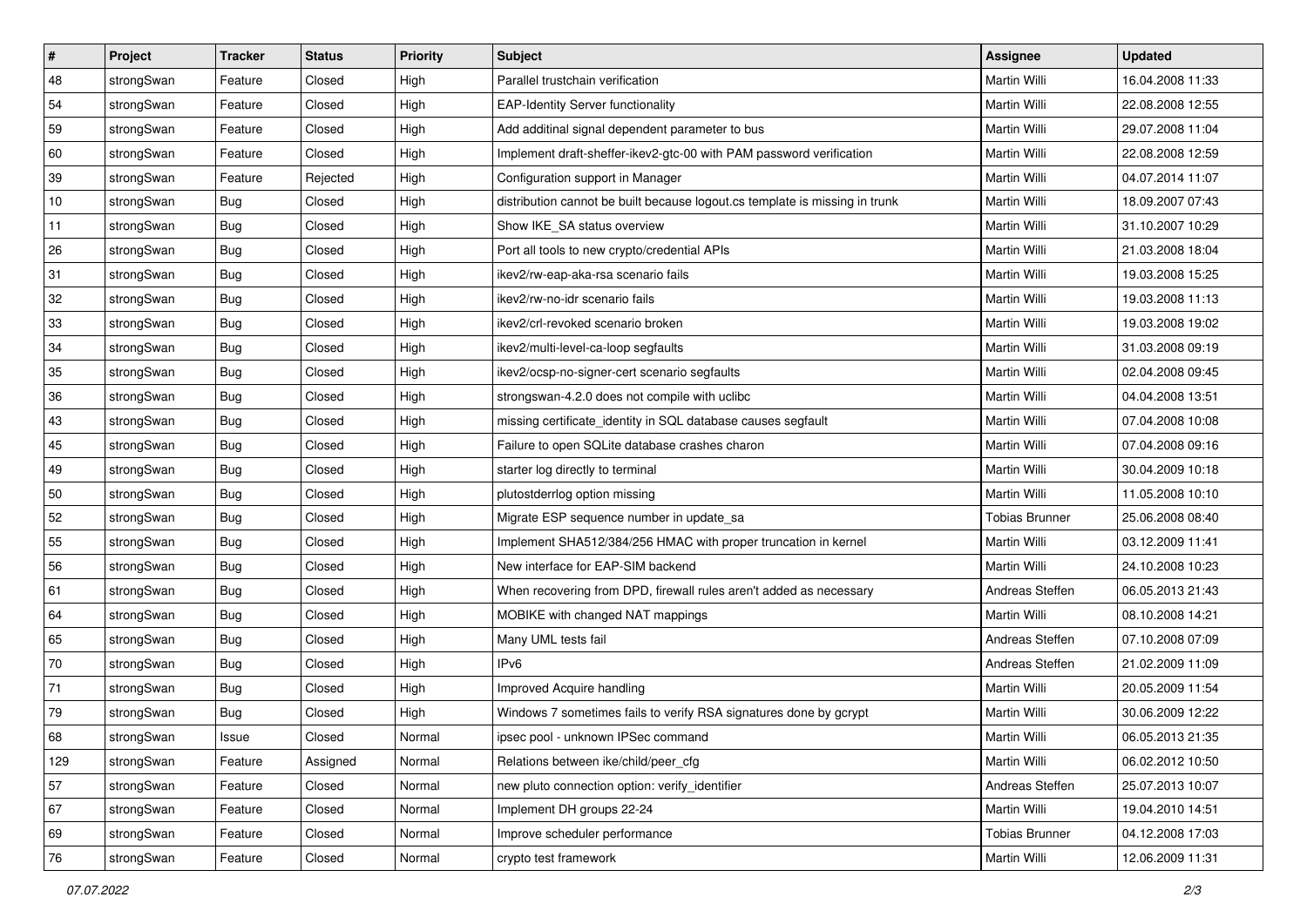| # | Project | Tracker | Status | Priority | Subject | Assignee | Updated |
|---|---|---|---|---|---|---|---|
| 48 | strongSwan | Feature | Closed | High | Parallel trustchain verification | Martin Willi | 16.04.2008 11:33 |
| 54 | strongSwan | Feature | Closed | High | EAP-Identity Server functionality | Martin Willi | 22.08.2008 12:55 |
| 59 | strongSwan | Feature | Closed | High | Add additinal signal dependent parameter to bus | Martin Willi | 29.07.2008 11:04 |
| 60 | strongSwan | Feature | Closed | High | Implement draft-sheffer-ikev2-gtc-00 with PAM password verification | Martin Willi | 22.08.2008 12:59 |
| 39 | strongSwan | Feature | Rejected | High | Configuration support in Manager | Martin Willi | 04.07.2014 11:07 |
| 10 | strongSwan | Bug | Closed | High | distribution cannot be built because logout.cs template is missing in trunk | Martin Willi | 18.09.2007 07:43 |
| 11 | strongSwan | Bug | Closed | High | Show IKE_SA status overview | Martin Willi | 31.10.2007 10:29 |
| 26 | strongSwan | Bug | Closed | High | Port all tools to new crypto/credential APIs | Martin Willi | 21.03.2008 18:04 |
| 31 | strongSwan | Bug | Closed | High | ikev2/rw-eap-aka-rsa scenario fails | Martin Willi | 19.03.2008 15:25 |
| 32 | strongSwan | Bug | Closed | High | ikev2/rw-no-idr scenario fails | Martin Willi | 19.03.2008 11:13 |
| 33 | strongSwan | Bug | Closed | High | ikev2/crl-revoked scenario broken | Martin Willi | 19.03.2008 19:02 |
| 34 | strongSwan | Bug | Closed | High | ikev2/multi-level-ca-loop segfaults | Martin Willi | 31.03.2008 09:19 |
| 35 | strongSwan | Bug | Closed | High | ikev2/ocsp-no-signer-cert scenario segfaults | Martin Willi | 02.04.2008 09:45 |
| 36 | strongSwan | Bug | Closed | High | strongswan-4.2.0 does not compile with uclibc | Martin Willi | 04.04.2008 13:51 |
| 43 | strongSwan | Bug | Closed | High | missing certificate_identity in SQL database causes segfault | Martin Willi | 07.04.2008 10:08 |
| 45 | strongSwan | Bug | Closed | High | Failure to open SQLite database crashes charon | Martin Willi | 07.04.2008 09:16 |
| 49 | strongSwan | Bug | Closed | High | starter log directly to terminal | Martin Willi | 30.04.2009 10:18 |
| 50 | strongSwan | Bug | Closed | High | plutostderrlog option missing | Martin Willi | 11.05.2008 10:10 |
| 52 | strongSwan | Bug | Closed | High | Migrate ESP sequence number in update_sa | Tobias Brunner | 25.06.2008 08:40 |
| 55 | strongSwan | Bug | Closed | High | Implement SHA512/384/256 HMAC with proper truncation in kernel | Martin Willi | 03.12.2009 11:41 |
| 56 | strongSwan | Bug | Closed | High | New interface for EAP-SIM backend | Martin Willi | 24.10.2008 10:23 |
| 61 | strongSwan | Bug | Closed | High | When recovering from DPD, firewall rules aren't added as necessary | Andreas Steffen | 06.05.2013 21:43 |
| 64 | strongSwan | Bug | Closed | High | MOBIKE with changed NAT mappings | Martin Willi | 08.10.2008 14:21 |
| 65 | strongSwan | Bug | Closed | High | Many UML tests fail | Andreas Steffen | 07.10.2008 07:09 |
| 70 | strongSwan | Bug | Closed | High | IPv6 | Andreas Steffen | 21.02.2009 11:09 |
| 71 | strongSwan | Bug | Closed | High | Improved Acquire handling | Martin Willi | 20.05.2009 11:54 |
| 79 | strongSwan | Bug | Closed | High | Windows 7 sometimes fails to verify RSA signatures done by gcrypt | Martin Willi | 30.06.2009 12:22 |
| 68 | strongSwan | Issue | Closed | Normal | ipsec pool - unknown IPSec command | Martin Willi | 06.05.2013 21:35 |
| 129 | strongSwan | Feature | Assigned | Normal | Relations between ike/child/peer_cfg | Martin Willi | 06.02.2012 10:50 |
| 57 | strongSwan | Feature | Closed | Normal | new pluto connection option: verify_identifier | Andreas Steffen | 25.07.2013 10:07 |
| 67 | strongSwan | Feature | Closed | Normal | Implement DH groups 22-24 | Martin Willi | 19.04.2010 14:51 |
| 69 | strongSwan | Feature | Closed | Normal | Improve scheduler performance | Tobias Brunner | 04.12.2008 17:03 |
| 76 | strongSwan | Feature | Closed | Normal | crypto test framework | Martin Willi | 12.06.2009 11:31 |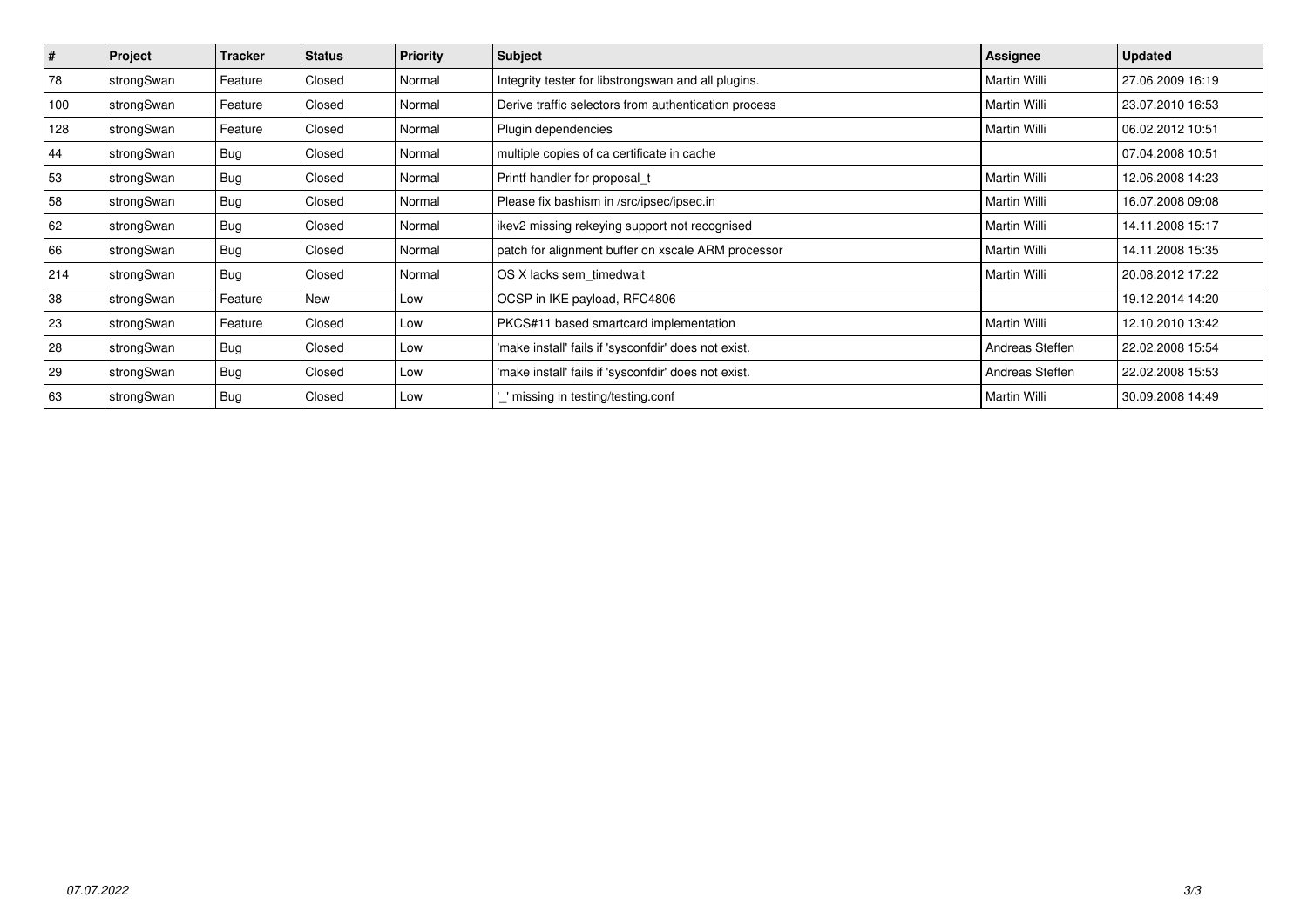| # | Project | Tracker | Status | Priority | Subject | Assignee | Updated |
|---|---|---|---|---|---|---|---|
| 78 | strongSwan | Feature | Closed | Normal | Integrity tester for libstrongswan and all plugins. | Martin Willi | 27.06.2009 16:19 |
| 100 | strongSwan | Feature | Closed | Normal | Derive traffic selectors from authentication process | Martin Willi | 23.07.2010 16:53 |
| 128 | strongSwan | Feature | Closed | Normal | Plugin dependencies | Martin Willi | 06.02.2012 10:51 |
| 44 | strongSwan | Bug | Closed | Normal | multiple copies of ca certificate in cache | | 07.04.2008 10:51 |
| 53 | strongSwan | Bug | Closed | Normal | Printf handler for proposal_t | Martin Willi | 12.06.2008 14:23 |
| 58 | strongSwan | Bug | Closed | Normal | Please fix bashism in /src/ipsec/ipsec.in | Martin Willi | 16.07.2008 09:08 |
| 62 | strongSwan | Bug | Closed | Normal | ikev2 missing rekeying support not recognised | Martin Willi | 14.11.2008 15:17 |
| 66 | strongSwan | Bug | Closed | Normal | patch for alignment buffer on xscale ARM processor | Martin Willi | 14.11.2008 15:35 |
| 214 | strongSwan | Bug | Closed | Normal | OS X lacks sem_timedwait | Martin Willi | 20.08.2012 17:22 |
| 38 | strongSwan | Feature | New | Low | OCSP in IKE payload, RFC4806 | | 19.12.2014 14:20 |
| 23 | strongSwan | Feature | Closed | Low | PKCS#11 based smartcard implementation | Martin Willi | 12.10.2010 13:42 |
| 28 | strongSwan | Bug | Closed | Low | 'make install' fails if 'sysconfdir' does not exist. | Andreas Steffen | 22.02.2008 15:54 |
| 29 | strongSwan | Bug | Closed | Low | 'make install' fails if 'sysconfdir' does not exist. | Andreas Steffen | 22.02.2008 15:53 |
| 63 | strongSwan | Bug | Closed | Low | '_' missing in testing/testing.conf | Martin Willi | 30.09.2008 14:49 |